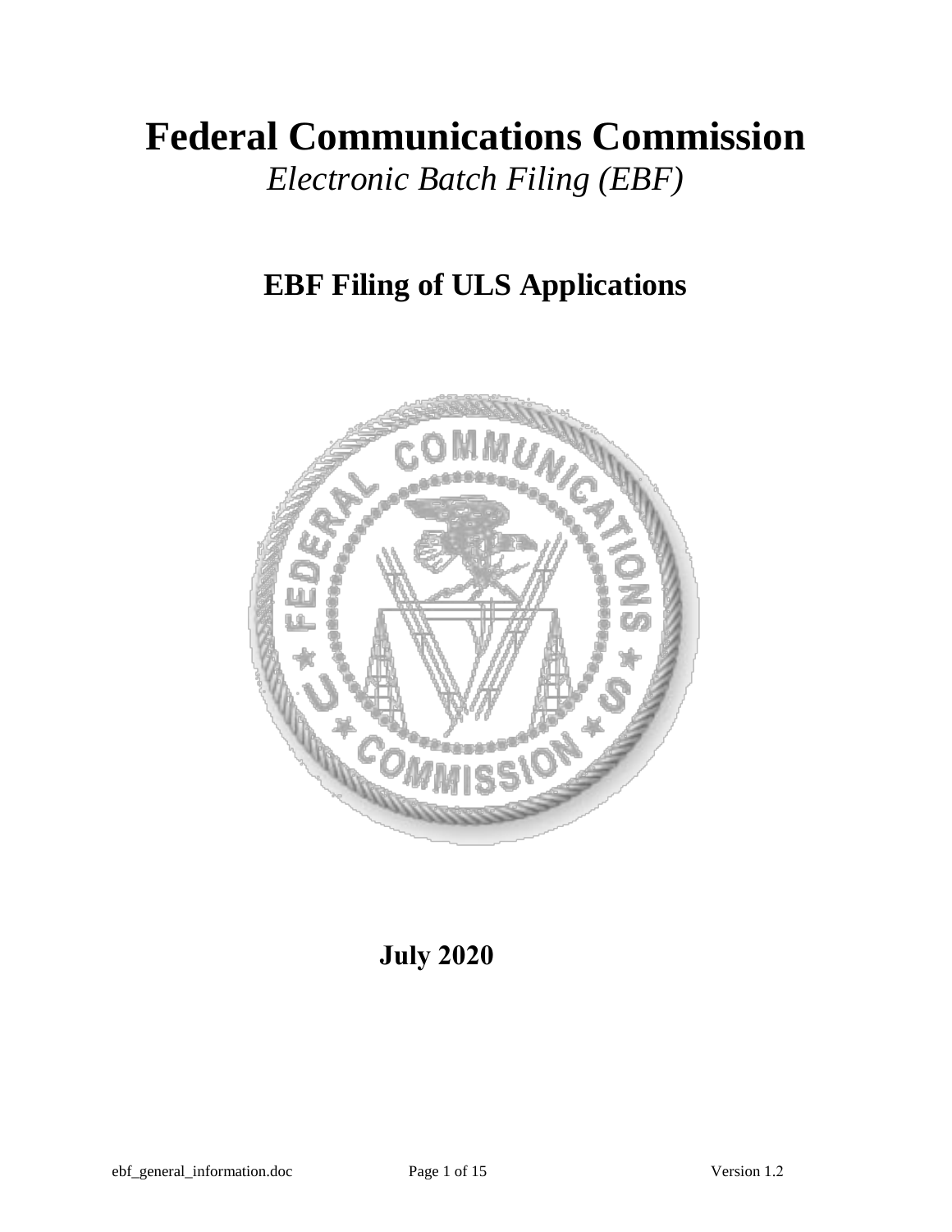# Federal Communications Commission

*Electronic Batch Filing (EBF)*

## EBF Filing of ULS Applications

**July 2020**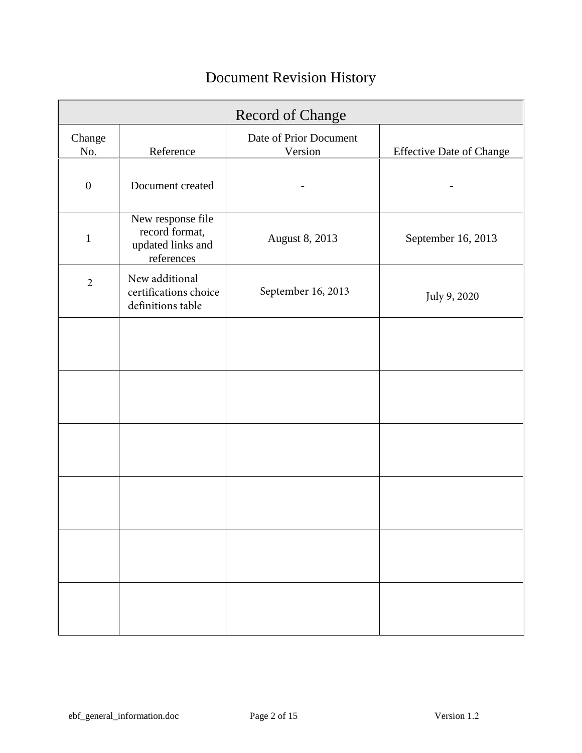# Document Revision History

| Record of Change | | | |
|---|---|---|---|
| Change No. | Reference | Date of Prior Document Version | Effective Date of Change |
| 0 | Document created | - | - |
| 1 | New response file record format, updated links and references | August 8, 2013 | September 16, 2013 |
| 2 | New additional certifications choice definitions table | September 16, 2013 | July 9, 2020 |
| | | | |
| | | | |
| | | | |
| | | | |
| | | | |
| | | | |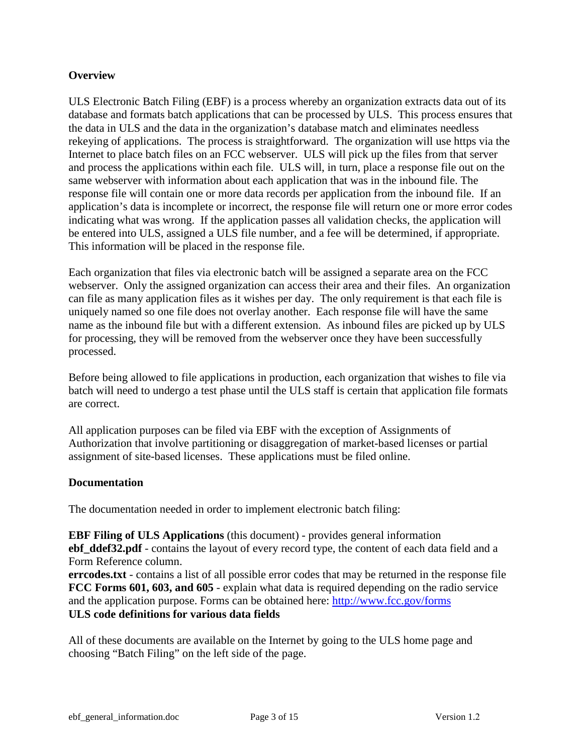## Overview

ULS Electronic Batch Filing (EBF) is a process whereby an organization extracts data out of its database and formats batch applications that can be processed by ULS. This process ensures that the data in ULS and the data in the organization's database match and eliminates needless rekeying of applications. The process is straightforward. The organization will use https via the Internet to place batch files on an FCC webserver. ULS will pick up the files from that server and process the applications within each file. ULS will, in turn, place a response file out on the same webserver with information about each application that was in the inbound file. The response file will contain one or more data records per application from the inbound file. If an application's data is incomplete or incorrect, the response file will return one or more error codes indicating what was wrong. If the application passes all validation checks, the application will be entered into ULS, assigned a ULS file number, and a fee will be determined, if appropriate. This information will be placed in the response file.

Each organization that files via electronic batch will be assigned a separate area on the FCC webserver. Only the assigned organization can access their area and their files. An organization can file as many application files as it wishes per day. The only requirement is that each file is uniquely named so one file does not overlay another. Each response file will have the same name as the inbound file but with a different extension. As inbound files are picked up by ULS for processing, they will be removed from the webserver once they have been successfully processed.

Before being allowed to file applications in production, each organization that wishes to file via batch will need to undergo a test phase until the ULS staff is certain that application file formats are correct.

All application purposes can be filed via EBF with the exception of Assignments of Authorization that involve partitioning or disaggregation of market-based licenses or partial assignment of site-based licenses. These applications must be filed online.

## Documentation

The documentation needed in order to implement electronic batch filing:

**EBF Filing of ULS Applications** (this document) - provides general information
**ebf_ddef32.pdf** - contains the layout of every record type, the content of each data field and a Form Reference column.
**errcodes.txt** - contains a list of all possible error codes that may be returned in the response file
**FCC Forms 601, 603, and 605** - explain what data is required depending on the radio service and the application purpose. Forms can be obtained here: [http://www.fcc.gov/forms](http://www.fcc.gov/forms)
**ULS code definitions for various data fields**

All of these documents are available on the Internet by going to the ULS home page and choosing "Batch Filing" on the left side of the page.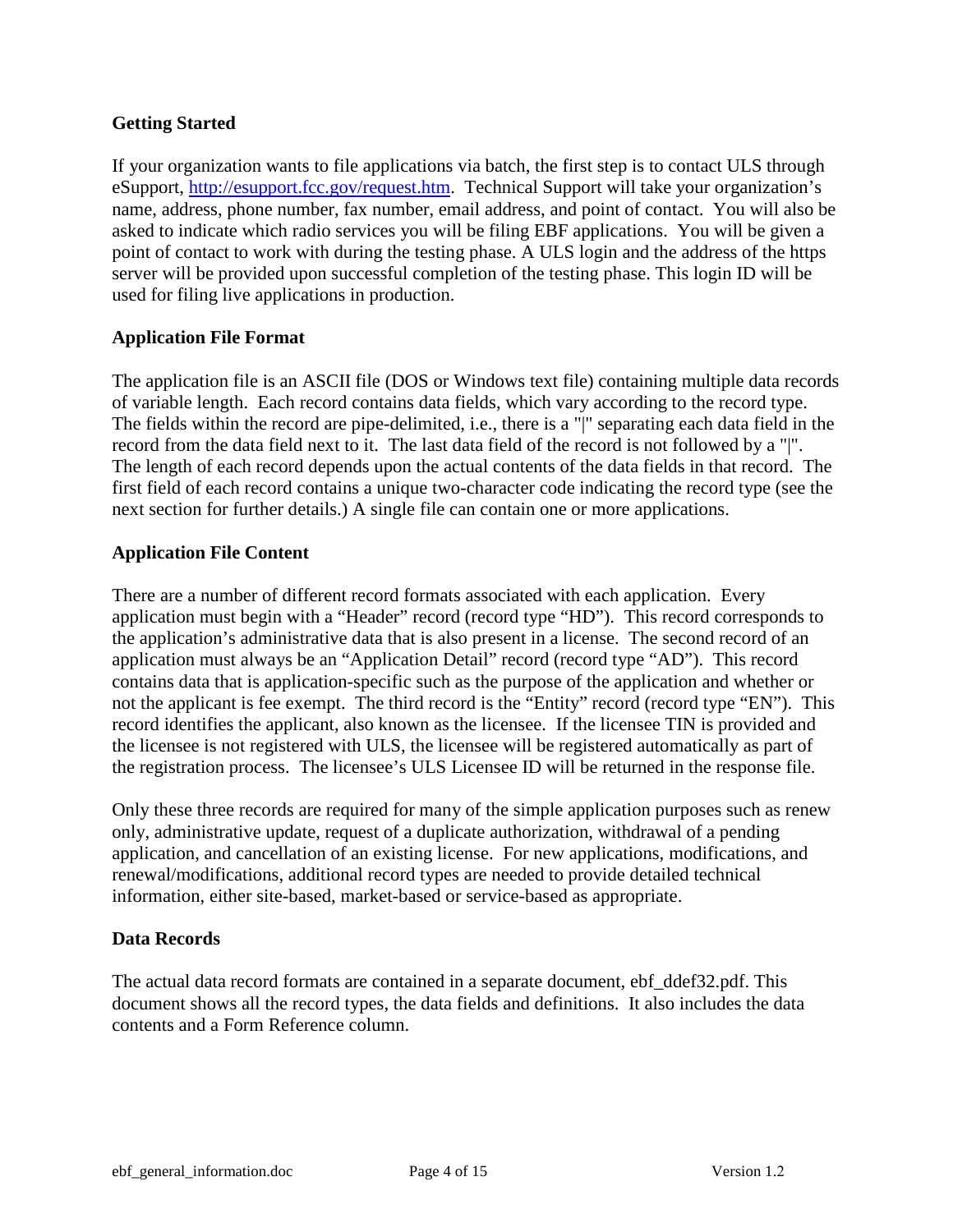## Getting Started

If your organization wants to file applications via batch, the first step is to contact ULS through eSupport, [http://esupport.fcc.gov/request.htm](http://esupport.fcc.gov/request.htm). Technical Support will take your organization's name, address, phone number, fax number, email address, and point of contact. You will also be asked to indicate which radio services you will be filing EBF applications. You will be given a point of contact to work with during the testing phase. A ULS login and the address of the https server will be provided upon successful completion of the testing phase. This login ID will be used for filing live applications in production.

## Application File Format

The application file is an ASCII file (DOS or Windows text file) containing multiple data records of variable length. Each record contains data fields, which vary according to the record type. The fields within the record are pipe-delimited, i.e., there is a "|" separating each data field in the record from the data field next to it. The last data field of the record is not followed by a "|". The length of each record depends upon the actual contents of the data fields in that record. The first field of each record contains a unique two-character code indicating the record type (see the next section for further details.) A single file can contain one or more applications.

## Application File Content

There are a number of different record formats associated with each application. Every application must begin with a "Header" record (record type "HD"). This record corresponds to the application's administrative data that is also present in a license. The second record of an application must always be an "Application Detail" record (record type "AD"). This record contains data that is application-specific such as the purpose of the application and whether or not the applicant is fee exempt. The third record is the "Entity" record (record type "EN"). This record identifies the applicant, also known as the licensee. If the licensee TIN is provided and the licensee is not registered with ULS, the licensee will be registered automatically as part of the registration process. The licensee's ULS Licensee ID will be returned in the response file.

Only these three records are required for many of the simple application purposes such as renew only, administrative update, request of a duplicate authorization, withdrawal of a pending application, and cancellation of an existing license. For new applications, modifications, and renewal/modifications, additional record types are needed to provide detailed technical information, either site-based, market-based or service-based as appropriate.

## Data Records

The actual data record formats are contained in a separate document, ebf_ddef32.pdf. This document shows all the record types, the data fields and definitions. It also includes the data contents and a Form Reference column.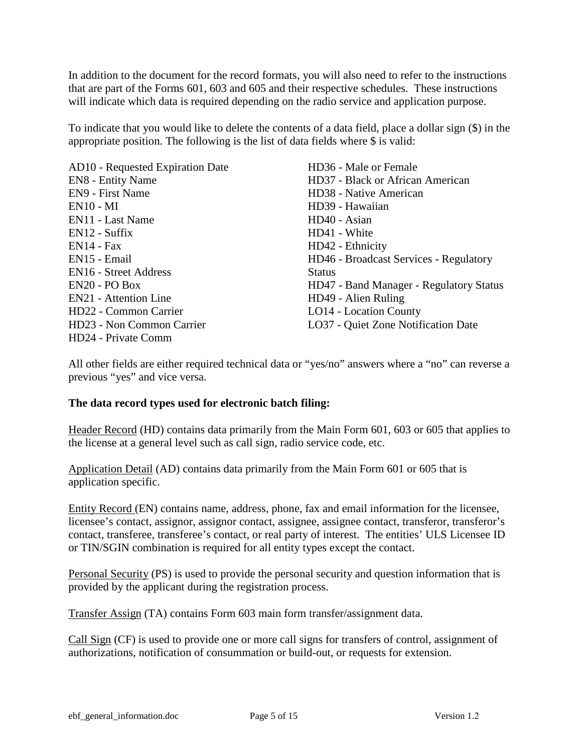In addition to the document for the record formats, you will also need to refer to the instructions that are part of the Forms 601, 603 and 605 and their respective schedules. These instructions will indicate which data is required depending on the radio service and application purpose.

To indicate that you would like to delete the contents of a data field, place a dollar sign ($) in the appropriate position. The following is the list of data fields where $ is valid:

AD10 - Requested Expiration Date
EN8 - Entity Name
EN9 - First Name
EN10 - MI
EN11 - Last Name
EN12 - Suffix
EN14 - Fax
EN15 - Email
EN16 - Street Address
EN20 - PO Box
EN21 - Attention Line
HD22 - Common Carrier
HD23 - Non Common Carrier
HD24 - Private Comm
HD36 - Male or Female
HD37 - Black or African American
HD38 - Native American
HD39 - Hawaiian
HD40 - Asian
HD41 - White
HD42 - Ethnicity
HD46 - Broadcast Services - Regulatory Status
HD47 - Band Manager - Regulatory Status
HD49 - Alien Ruling
LO14 - Location County
LO37 - Quiet Zone Notification Date

All other fields are either required technical data or "yes/no" answers where a "no" can reverse a previous "yes" and vice versa.

**The data record types used for electronic batch filing:**

Header Record (HD) contains data primarily from the Main Form 601, 603 or 605 that applies to the license at a general level such as call sign, radio service code, etc.

Application Detail (AD) contains data primarily from the Main Form 601 or 605 that is application specific.

Entity Record (EN) contains name, address, phone, fax and email information for the licensee, licensee's contact, assignor, assignor contact, assignee, assignee contact, transferor, transferor's contact, transferee, transferee's contact, or real party of interest. The entities' ULS Licensee ID or TIN/SGIN combination is required for all entity types except the contact.

Personal Security (PS) is used to provide the personal security and question information that is provided by the applicant during the registration process.

Transfer Assign (TA) contains Form 603 main form transfer/assignment data.

Call Sign (CF) is used to provide one or more call signs for transfers of control, assignment of authorizations, notification of consummation or build-out, or requests for extension.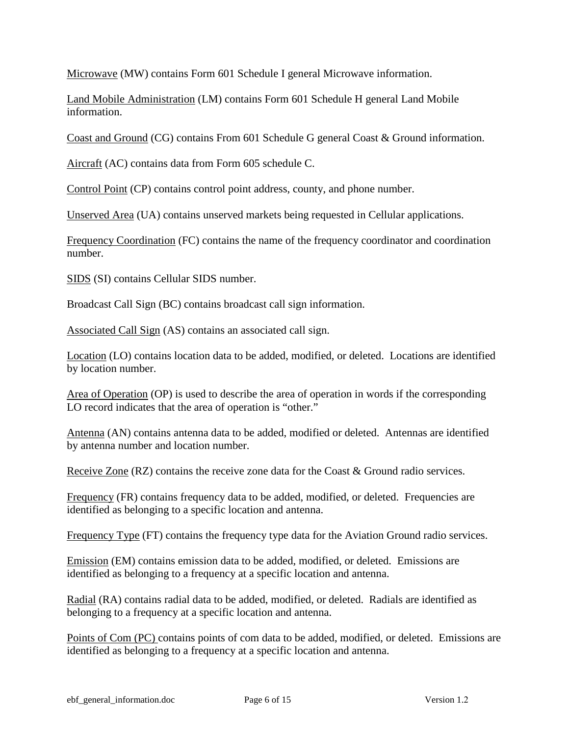<u>Microwave</u> (MW) contains Form 601 Schedule I general Microwave information.

<u>Land Mobile Administration</u> (LM) contains Form 601 Schedule H general Land Mobile information.

<u>Coast and Ground</u> (CG) contains From 601 Schedule G general Coast & Ground information.

<u>Aircraft</u> (AC) contains data from Form 605 schedule C.

<u>Control Point</u> (CP) contains control point address, county, and phone number.

<u>Unserved Area</u> (UA) contains unserved markets being requested in Cellular applications.

<u>Frequency Coordination</u> (FC) contains the name of the frequency coordinator and coordination number.

<u>SIDS</u> (SI) contains Cellular SIDS number.

Broadcast Call Sign (BC) contains broadcast call sign information.

<u>Associated Call Sign</u> (AS) contains an associated call sign.

<u>Location</u> (LO) contains location data to be added, modified, or deleted. Locations are identified by location number.

<u>Area of Operation</u> (OP) is used to describe the area of operation in words if the corresponding LO record indicates that the area of operation is "other."

<u>Antenna</u> (AN) contains antenna data to be added, modified or deleted. Antennas are identified by antenna number and location number.

<u>Receive Zone</u> (RZ) contains the receive zone data for the Coast & Ground radio services.

<u>Frequency</u> (FR) contains frequency data to be added, modified, or deleted. Frequencies are identified as belonging to a specific location and antenna.

<u>Frequency Type</u> (FT) contains the frequency type data for the Aviation Ground radio services.

<u>Emission</u> (EM) contains emission data to be added, modified, or deleted. Emissions are identified as belonging to a frequency at a specific location and antenna.

<u>Radial</u> (RA) contains radial data to be added, modified, or deleted. Radials are identified as belonging to a frequency at a specific location and antenna.

<u>Points of Com (PC)</u> contains points of com data to be added, modified, or deleted. Emissions are identified as belonging to a frequency at a specific location and antenna.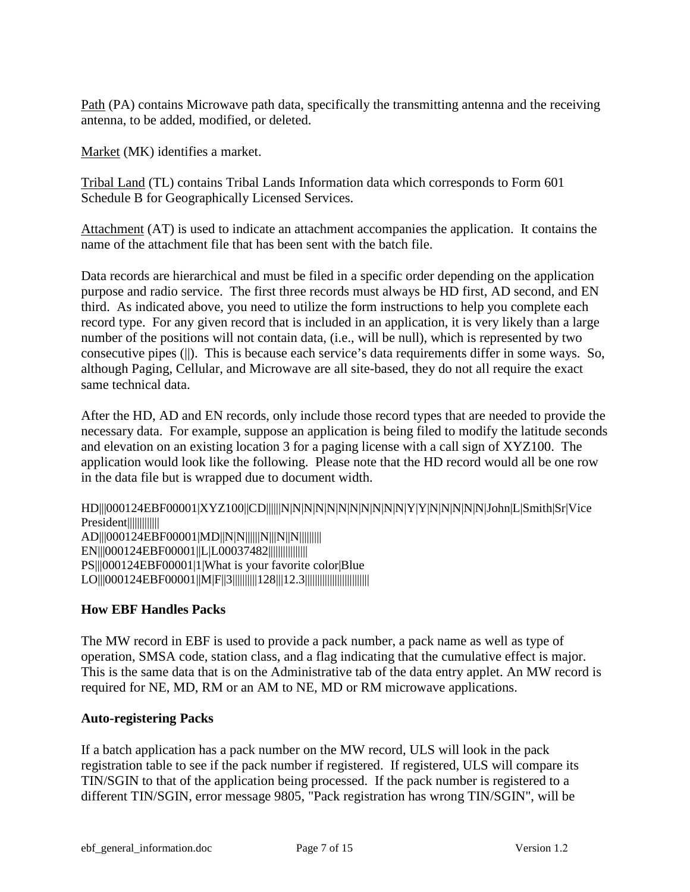<u>Path</u> (PA) contains Microwave path data, specifically the transmitting antenna and the receiving antenna, to be added, modified, or deleted.

<u>Market</u> (MK) identifies a market.

<u>Tribal Land</u> (TL) contains Tribal Lands Information data which corresponds to Form 601 Schedule B for Geographically Licensed Services.

<u>Attachment</u> (AT) is used to indicate an attachment accompanies the application. It contains the name of the attachment file that has been sent with the batch file.

Data records are hierarchical and must be filed in a specific order depending on the application purpose and radio service. The first three records must always be HD first, AD second, and EN third. As indicated above, you need to utilize the form instructions to help you complete each record type. For any given record that is included in an application, it is very likely than a large number of the positions will not contain data, (i.e., will be null), which is represented by two consecutive pipes (||). This is because each service's data requirements differ in some ways. So, although Paging, Cellular, and Microwave are all site-based, they do not all require the exact same technical data.

After the HD, AD and EN records, only include those record types that are needed to provide the necessary data. For example, suppose an application is being filed to modify the latitude seconds and elevation on an existing location 3 for a paging license with a call sign of XYZ100. The application would look like the following. Please note that the HD record would all be one row in the data file but is wrapped due to document width.

```
HD|||000124EBF00001|XYZ100||CD|||||N|N|N|N|N|N|N|N|N|N|N|Y|Y|N|N|N|N|N|John|L|Smith|Sr|Vice President|||||||||||
AD|||000124EBF00001|MD||N|N|||||N|||N||N||||||||
EN|||000124EBF00001||L|L00037482||||||||||||||
PS|||000124EBF00001|1|What is your favorite color|Blue
LO|||000124EBF00001||M|F||3|||||||||128|||12.3||||||||||||||||||||||
```

### How EBF Handles Packs

The MW record in EBF is used to provide a pack number, a pack name as well as type of operation, SMSA code, station class, and a flag indicating that the cumulative effect is major. This is the same data that is on the Administrative tab of the data entry applet. An MW record is required for NE, MD, RM or an AM to NE, MD or RM microwave applications.

### Auto-registering Packs

If a batch application has a pack number on the MW record, ULS will look in the pack registration table to see if the pack number if registered. If registered, ULS will compare its TIN/SGIN to that of the application being processed. If the pack number is registered to a different TIN/SGIN, error message 9805, "Pack registration has wrong TIN/SGIN", will be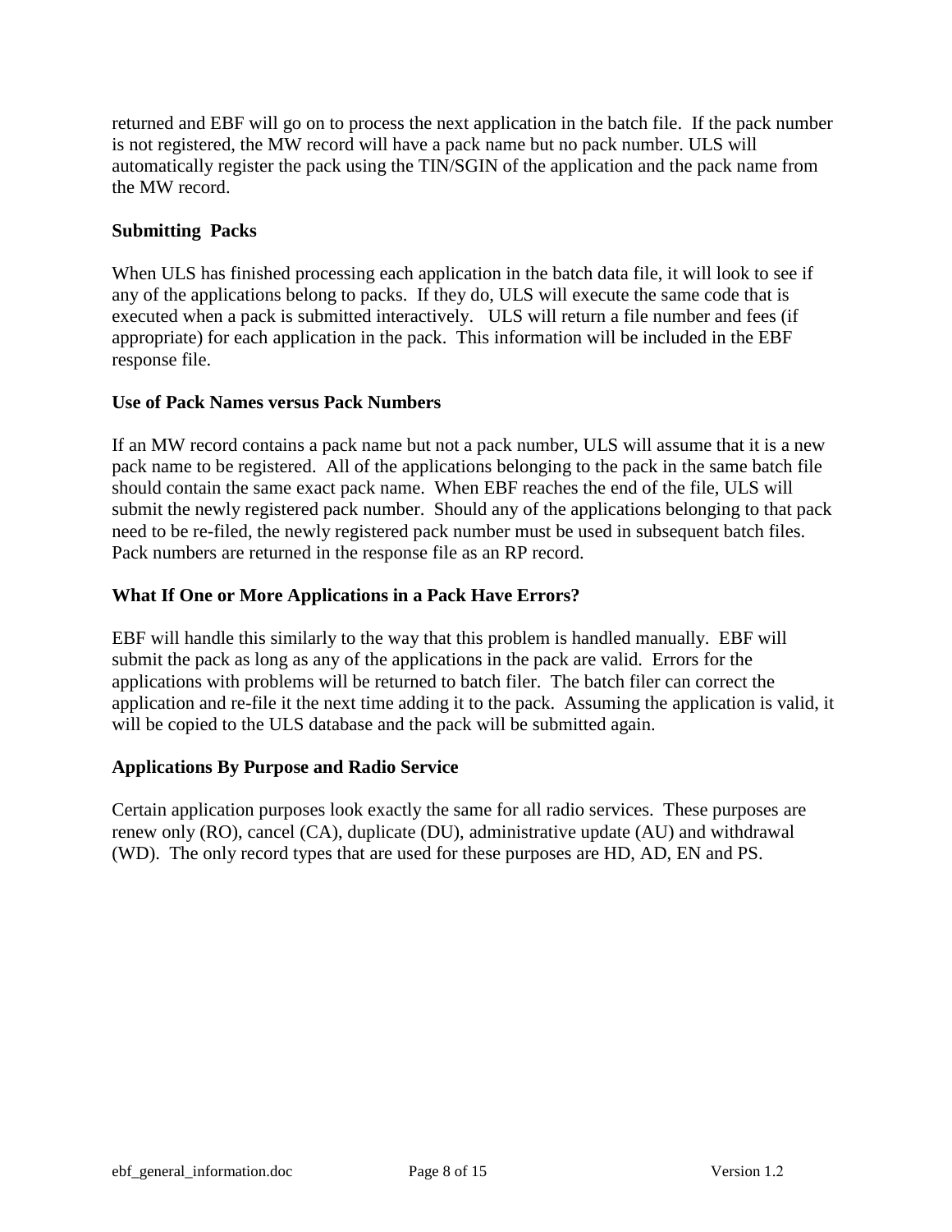returned and EBF will go on to process the next application in the batch file. If the pack number is not registered, the MW record will have a pack name but no pack number. ULS will automatically register the pack using the TIN/SGIN of the application and the pack name from the MW record.

**Submitting Packs**

When ULS has finished processing each application in the batch data file, it will look to see if any of the applications belong to packs. If they do, ULS will execute the same code that is executed when a pack is submitted interactively. ULS will return a file number and fees (if appropriate) for each application in the pack. This information will be included in the EBF response file.

**Use of Pack Names versus Pack Numbers**

If an MW record contains a pack name but not a pack number, ULS will assume that it is a new pack name to be registered. All of the applications belonging to the pack in the same batch file should contain the same exact pack name. When EBF reaches the end of the file, ULS will submit the newly registered pack number. Should any of the applications belonging to that pack need to be re-filed, the newly registered pack number must be used in subsequent batch files. Pack numbers are returned in the response file as an RP record.

**What If One or More Applications in a Pack Have Errors?**

EBF will handle this similarly to the way that this problem is handled manually. EBF will submit the pack as long as any of the applications in the pack are valid. Errors for the applications with problems will be returned to batch filer. The batch filer can correct the application and re-file it the next time adding it to the pack. Assuming the application is valid, it will be copied to the ULS database and the pack will be submitted again.

**Applications By Purpose and Radio Service**

Certain application purposes look exactly the same for all radio services. These purposes are renew only (RO), cancel (CA), duplicate (DU), administrative update (AU) and withdrawal (WD). The only record types that are used for these purposes are HD, AD, EN and PS.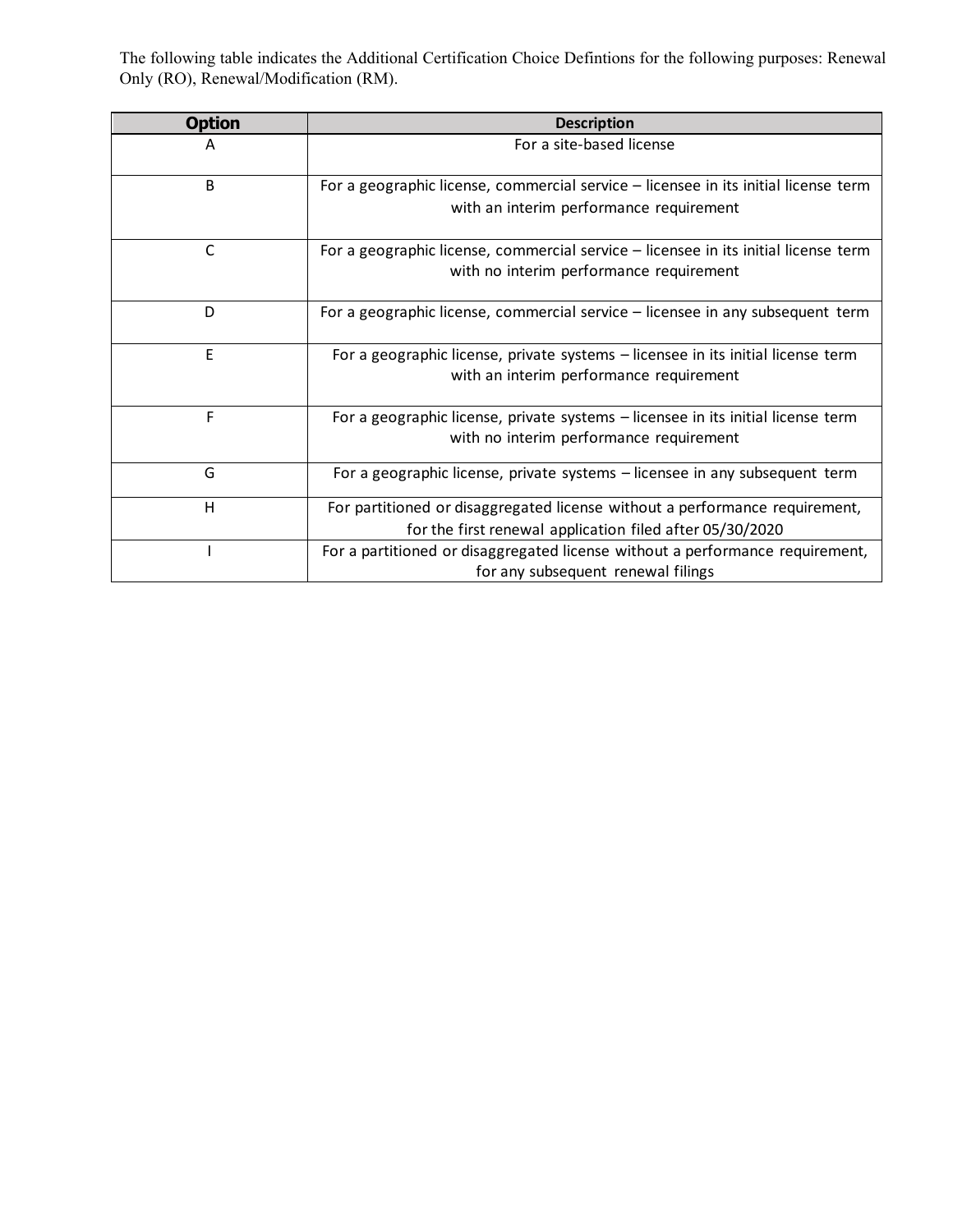The following table indicates the Additional Certification Choice Defintions for the following purposes: Renewal Only (RO), Renewal/Modification (RM).

| Option | Description |
|---|---|
| A | For a site-based license |
| B | For a geographic license, commercial service – licensee in its initial license term with an interim performance requirement |
| C | For a geographic license, commercial service – licensee in its initial license term with no interim performance requirement |
| D | For a geographic license, commercial service – licensee in any subsequent term |
| E | For a geographic license, private systems – licensee in its initial license term with an interim performance requirement |
| F | For a geographic license, private systems – licensee in its initial license term with no interim performance requirement |
| G | For a geographic license, private systems – licensee in any subsequent term |
| H | For partitioned or disaggregated license without a performance requirement, for the first renewal application filed after 05/30/2020 |
| I | For a partitioned or disaggregated license without a performance requirement, for any subsequent renewal filings |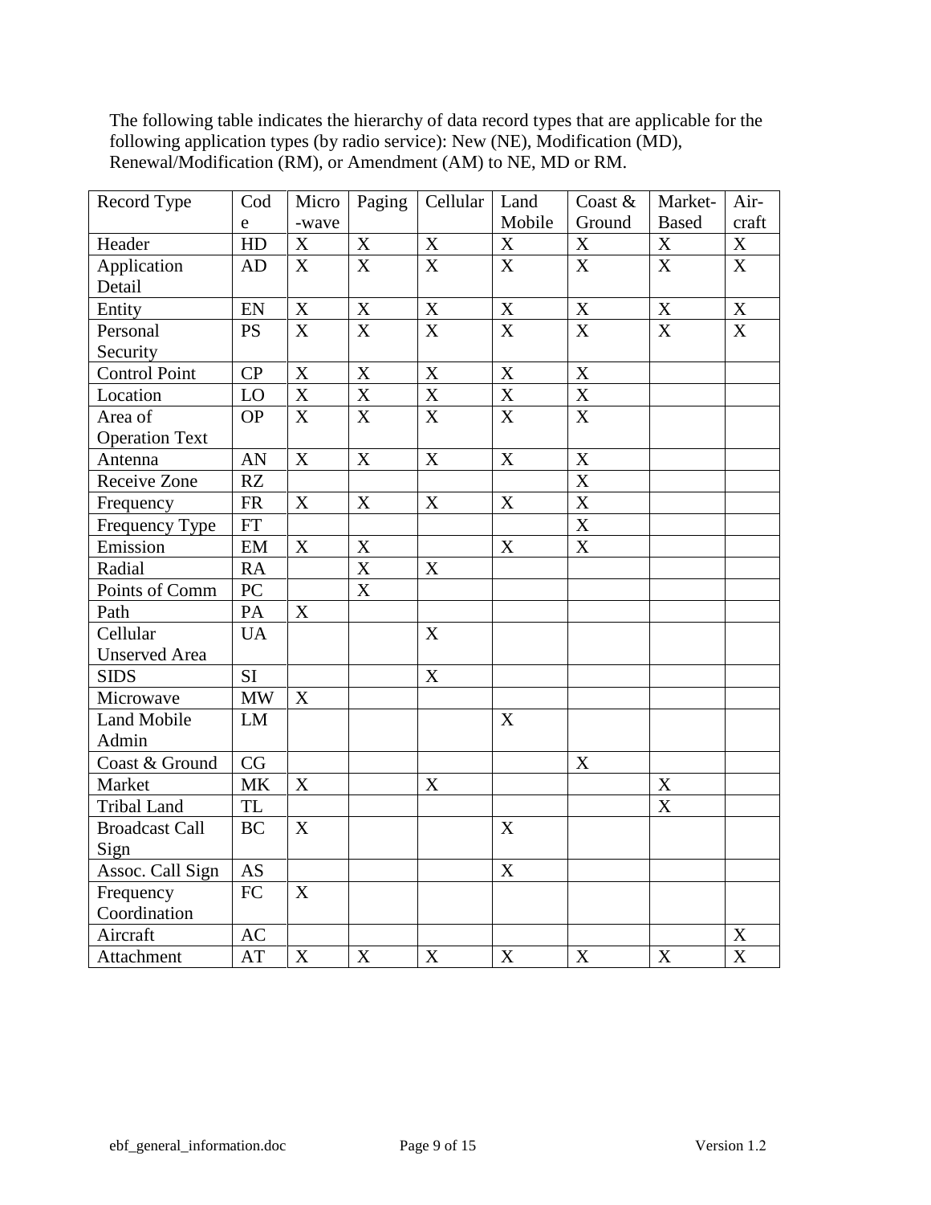The following table indicates the hierarchy of data record types that are applicable for the following application types (by radio service): New (NE), Modification (MD), Renewal/Modification (RM), or Amendment (AM) to NE, MD or RM.

| Record Type | Code | Micro-wave | Paging | Cellular | Land Mobile | Coast & Ground | Market-Based | Air-craft |
|---|---|---|---|---|---|---|---|---|
| Header | HD | X | X | X | X | X | X | X |
| Application Detail | AD | X | X | X | X | X | X | X |
| Entity | EN | X | X | X | X | X | X | X |
| Personal Security | PS | X | X | X | X | X | X | X |
| Control Point | CP | X | X | X | X | X | | |
| Location | LO | X | X | X | X | X | | |
| Area of Operation Text | OP | X | X | X | X | X | | |
| Antenna | AN | X | X | X | X | X | | |
| Receive Zone | RZ | | | | | X | | |
| Frequency | FR | X | X | X | X | X | | |
| Frequency Type | FT | | | | | X | | |
| Emission | EM | X | X | | X | X | | |
| Radial | RA | | X | X | | | | |
| Points of Comm | PC | | X | | | | | |
| Path | PA | X | | | | | | |
| Cellular Unserved Area | UA | | | X | | | | |
| SIDS | SI | | | X | | | | |
| Microwave | MW | X | | | | | | |
| Land Mobile Admin | LM | | | | X | | | |
| Coast & Ground | CG | | | | | X | | |
| Market | MK | X | | X | | | X | |
| Tribal Land | TL | | | | | | X | |
| Broadcast Call Sign | BC | X | | | X | | | |
| Assoc. Call Sign | AS | | | | X | | | |
| Frequency Coordination | FC | X | | | | | | |
| Aircraft | AC | | | | | | | X |
| Attachment | AT | X | X | X | X | X | X | X |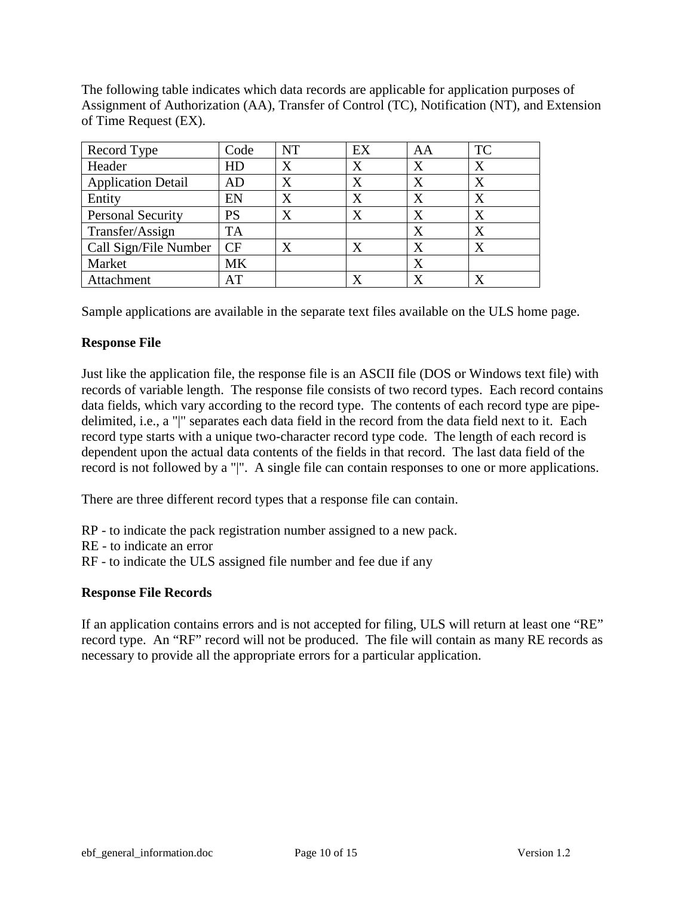The following table indicates which data records are applicable for application purposes of Assignment of Authorization (AA), Transfer of Control (TC), Notification (NT), and Extension of Time Request (EX).

| Record Type | Code | NT | EX | AA | TC |
|---|---|---|---|---|---|
| Header | HD | X | X | X | X |
| Application Detail | AD | X | X | X | X |
| Entity | EN | X | X | X | X |
| Personal Security | PS | X | X | X | X |
| Transfer/Assign | TA | | | X | X |
| Call Sign/File Number | CF | X | X | X | X |
| Market | MK | | | X | |
| Attachment | AT | | X | X | X |

Sample applications are available in the separate text files available on the ULS home page.

**Response File**

Just like the application file, the response file is an ASCII file (DOS or Windows text file) with records of variable length. The response file consists of two record types. Each record contains data fields, which vary according to the record type. The contents of each record type are pipe-delimited, i.e., a "|" separates each data field in the record from the data field next to it. Each record type starts with a unique two-character record type code. The length of each record is dependent upon the actual data contents of the fields in that record. The last data field of the record is not followed by a "|". A single file can contain responses to one or more applications.

There are three different record types that a response file can contain.

RP - to indicate the pack registration number assigned to a new pack.
RE - to indicate an error
RF - to indicate the ULS assigned file number and fee due if any

**Response File Records**

If an application contains errors and is not accepted for filing, ULS will return at least one "RE" record type. An "RF" record will not be produced. The file will contain as many RE records as necessary to provide all the appropriate errors for a particular application.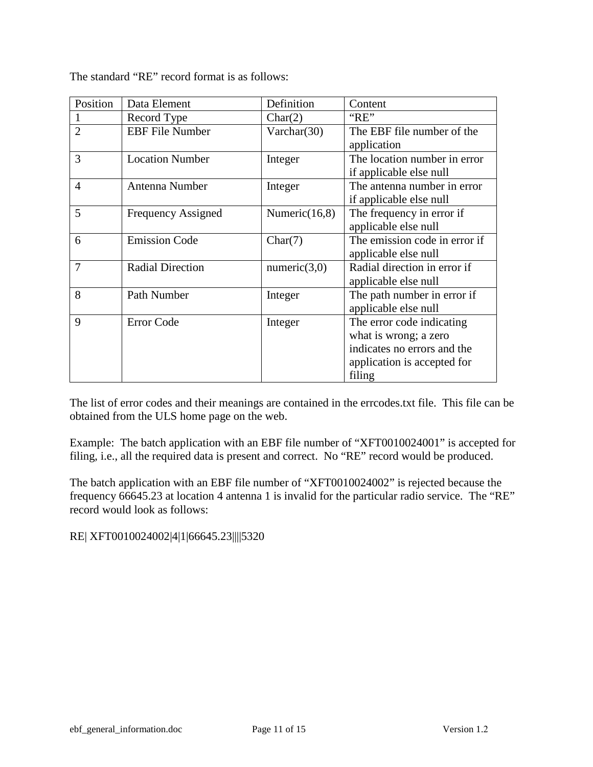The standard “RE” record format is as follows:

| Position | Data Element | Definition | Content |
|---|---|---|---|
| 1 | Record Type | Char(2) | “RE” |
| 2 | EBF File Number | Varchar(30) | The EBF file number of the application |
| 3 | Location Number | Integer | The location number in error if applicable else null |
| 4 | Antenna Number | Integer | The antenna number in error if applicable else null |
| 5 | Frequency Assigned | Numeric(16,8) | The frequency in error if applicable else null |
| 6 | Emission Code | Char(7) | The emission code in error if applicable else null |
| 7 | Radial Direction | numeric(3,0) | Radial direction in error if applicable else null |
| 8 | Path Number | Integer | The path number in error if applicable else null |
| 9 | Error Code | Integer | The error code indicating what is wrong; a zero indicates no errors and the application is accepted for filing |

The list of error codes and their meanings are contained in the errcodes.txt file. This file can be obtained from the ULS home page on the web.

Example: The batch application with an EBF file number of “XFT0010024001” is accepted for filing, i.e., all the required data is present and correct. No “RE” record would be produced.

The batch application with an EBF file number of “XFT0010024002” is rejected because the frequency 66645.23 at location 4 antenna 1 is invalid for the particular radio service. The “RE” record would look as follows:

RE| XFT0010024002|4|1|66645.23||||5320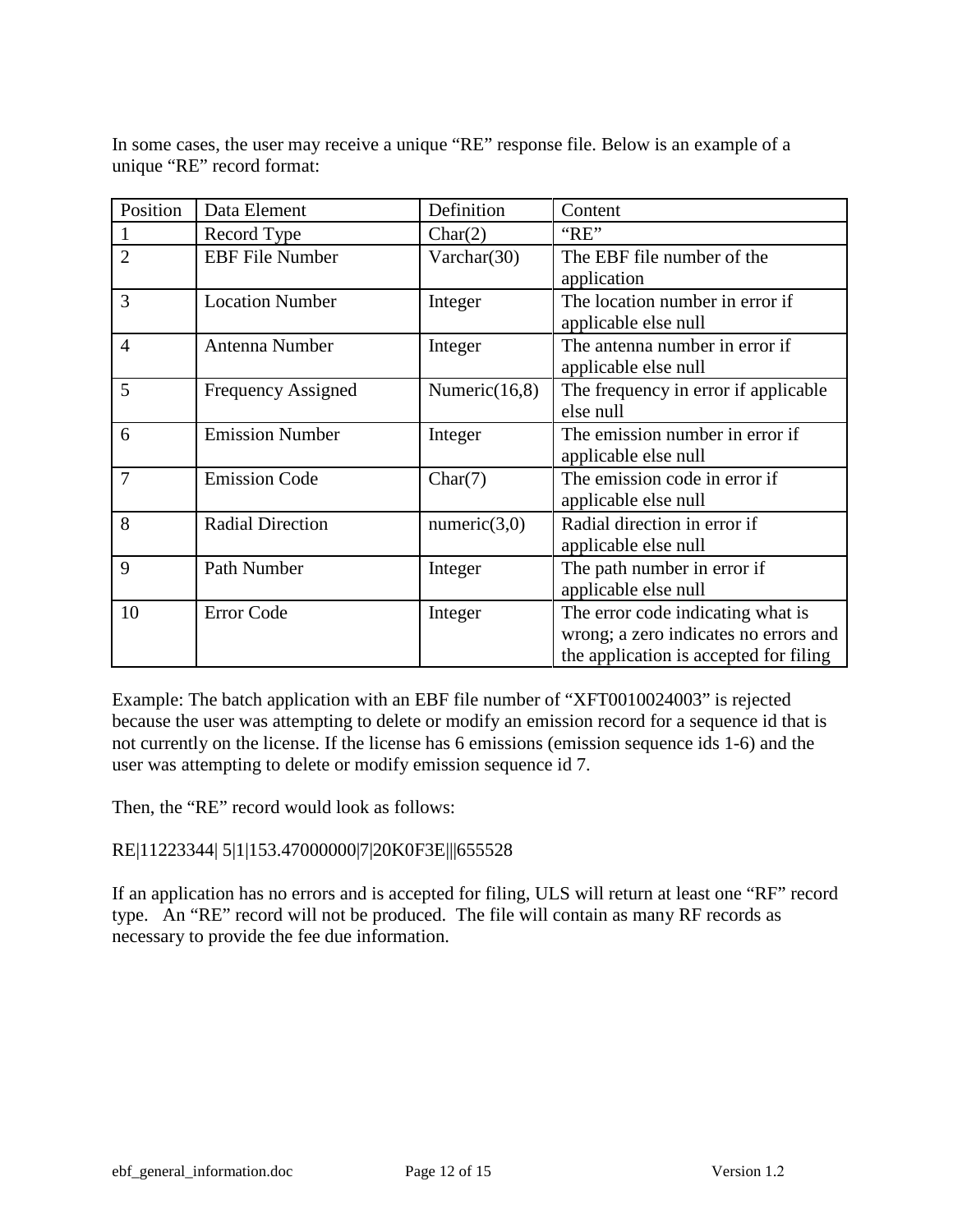In some cases, the user may receive a unique "RE" response file. Below is an example of a unique "RE" record format:

| Position | Data Element | Definition | Content |
|---|---|---|---|
| 1 | Record Type | Char(2) | "RE" |
| 2 | EBF File Number | Varchar(30) | The EBF file number of the application |
| 3 | Location Number | Integer | The location number in error if applicable else null |
| 4 | Antenna Number | Integer | The antenna number in error if applicable else null |
| 5 | Frequency Assigned | Numeric(16,8) | The frequency in error if applicable else null |
| 6 | Emission Number | Integer | The emission number in error if applicable else null |
| 7 | Emission Code | Char(7) | The emission code in error if applicable else null |
| 8 | Radial Direction | numeric(3,0) | Radial direction in error if applicable else null |
| 9 | Path Number | Integer | The path number in error if applicable else null |
| 10 | Error Code | Integer | The error code indicating what is wrong; a zero indicates no errors and the application is accepted for filing |

Example: The batch application with an EBF file number of "XFT0010024003" is rejected because the user was attempting to delete or modify an emission record for a sequence id that is not currently on the license. If the license has 6 emissions (emission sequence ids 1-6) and the user was attempting to delete or modify emission sequence id 7.

Then, the "RE" record would look as follows:

RE|11223344| 5|1|153.47000000|7|20K0F3E|||655528

If an application has no errors and is accepted for filing, ULS will return at least one "RF" record type. An "RE" record will not be produced. The file will contain as many RF records as necessary to provide the fee due information.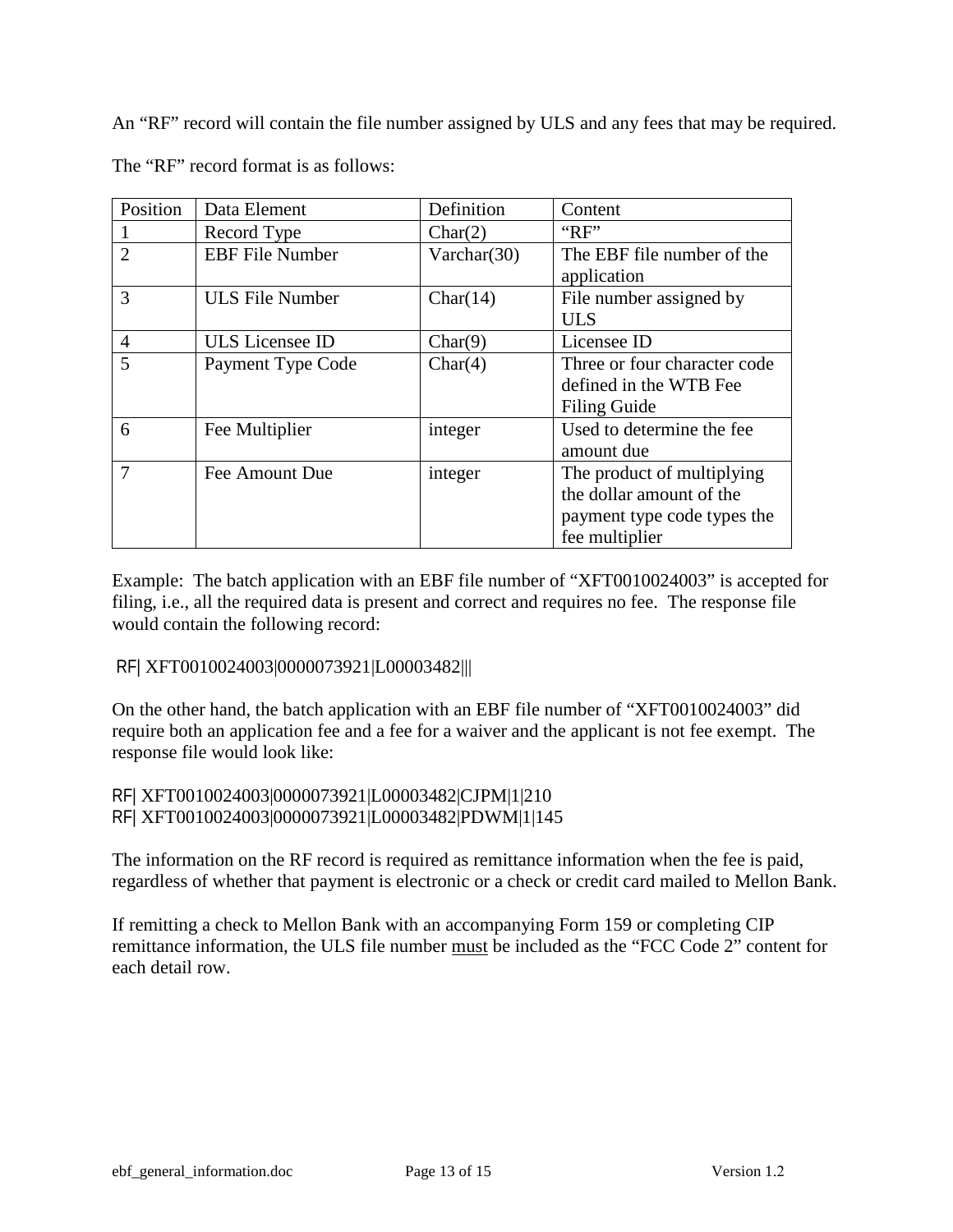An "RF" record will contain the file number assigned by ULS and any fees that may be required.

The "RF" record format is as follows:

| Position | Data Element | Definition | Content |
|---|---|---|---|
| 1 | Record Type | Char(2) | "RF" |
| 2 | EBF File Number | Varchar(30) | The EBF file number of the application |
| 3 | ULS File Number | Char(14) | File number assigned by ULS |
| 4 | ULS Licensee ID | Char(9) | Licensee ID |
| 5 | Payment Type Code | Char(4) | Three or four character code defined in the WTB Fee Filing Guide |
| 6 | Fee Multiplier | integer | Used to determine the fee amount due |
| 7 | Fee Amount Due | integer | The product of multiplying the dollar amount of the payment type code types the fee multiplier |

Example: The batch application with an EBF file number of "XFT0010024003" is accepted for filing, i.e., all the required data is present and correct and requires no fee. The response file would contain the following record:

```
RF| XFT0010024003|0000073921|L00003482|||
```

On the other hand, the batch application with an EBF file number of "XFT0010024003" did require both an application fee and a fee for a waiver and the applicant is not fee exempt. The response file would look like:

```
RF| XFT0010024003|0000073921|L00003482|CJPM|1|210
RF| XFT0010024003|0000073921|L00003482|PDWM|1|145
```

The information on the RF record is required as remittance information when the fee is paid, regardless of whether that payment is electronic or a check or credit card mailed to Mellon Bank.

If remitting a check to Mellon Bank with an accompanying Form 159 or completing CIP remittance information, the ULS file number <u>must</u> be included as the "FCC Code 2" content for each detail row.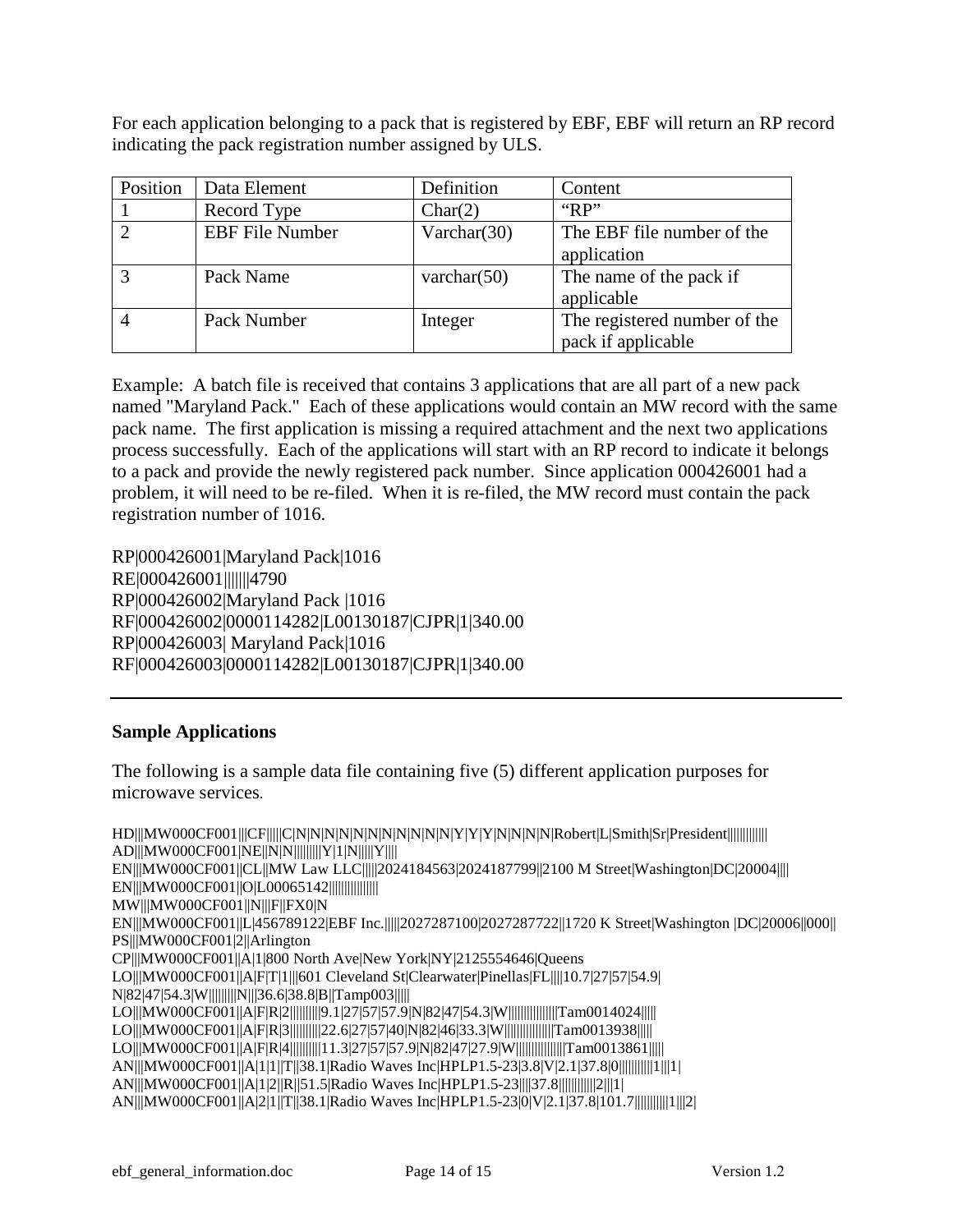For each application belonging to a pack that is registered by EBF, EBF will return an RP record indicating the pack registration number assigned by ULS.

| Position | Data Element | Definition | Content |
|---|---|---|---|
| 1 | Record Type | Char(2) | “RP” |
| 2 | EBF File Number | Varchar(30) | The EBF file number of the application |
| 3 | Pack Name | varchar(50) | The name of the pack if applicable |
| 4 | Pack Number | Integer | The registered number of the pack if applicable |

Example: A batch file is received that contains 3 applications that are all part of a new pack named "Maryland Pack." Each of these applications would contain an MW record with the same pack name. The first application is missing a required attachment and the next two applications process successfully. Each of the applications will start with an RP record to indicate it belongs to a pack and provide the newly registered pack number. Since application 000426001 had a problem, it will need to be re-filed. When it is re-filed, the MW record must contain the pack registration number of 1016.

```
RP|000426001|Maryland Pack|1016
RE|000426001||||||4790
RP|000426002|Maryland Pack |1016
RF|000426002|0000114282|L00130187|CJPR|1|340.00
RP|000426003| Maryland Pack|1016
RF|000426003|0000114282|L00130187|CJPR|1|340.00
```

---

### Sample Applications

The following is a sample data file containing five (5) different application purposes for microwave services.

```
HD|||MW000CF001|||CF|||||C|N|N|N|N|N|N|N|N|N|N|Y|Y|Y|N|N|N|N|Robert|L|Smith|Sr|President||||||||||||
AD|||MW000CF001|NE||N|N|||||||||Y|1|N|||||Y||||
EN|||MW000CF001||CL||MW Law LLC|||||2024184563|2024187799||2100 M Street|Washington|DC|20004||||
EN|||MW000CF001||O|L00065142|||||||||||||||
MW|||MW000CF001||N|||F||FX0|N
EN|||MW000CF001||L|456789122|EBF Inc.|||||2027287100|2027287722||1720 K Street|Washington |DC|20006||000||
PS|||MW000CF001|2||Arlington
CP|||MW000CF001||A|1|800 North Ave|New York|NY|2125554646|Queens
LO|||MW000CF001||A|F|T|1|||601 Cleveland St|Clearwater|Pinellas|FL||||10.7|27|57|54.9|
N|82|47|54.3|W||||||||N|||36.6|38.8|B||Tamp003|||||
LO|||MW000CF001||A|F|R|2||||||||||9.1|27|57|57.9|N|82|47|54.3|W||||||||||||||Tam0014024|||||
LO|||MW000CF001||A|F|R|3||||||||||22.6|27|57|40|N|82|46|33.3|W||||||||||||||Tam0013938|||||
LO|||MW000CF001||A|F|R|4||||||||||11.3|27|57|57.9|N|82|47|27.9|W||||||||||||||Tam0013861|||||
AN|||MW000CF001||A|1|1||T||38.1|Radio Waves Inc|HPLP1.5-23|3.8|V|2.1|37.8|0||||||||||1|||1|
AN|||MW000CF001||A|1|2||R||51.5|Radio Waves Inc|HPLP1.5-23||||37.8||||||||||||2|||1|
AN|||MW000CF001||A|2|1||T||38.1|Radio Waves Inc|HPLP1.5-23|0|V|2.1|37.8|101.7||||||||||1|||2|
```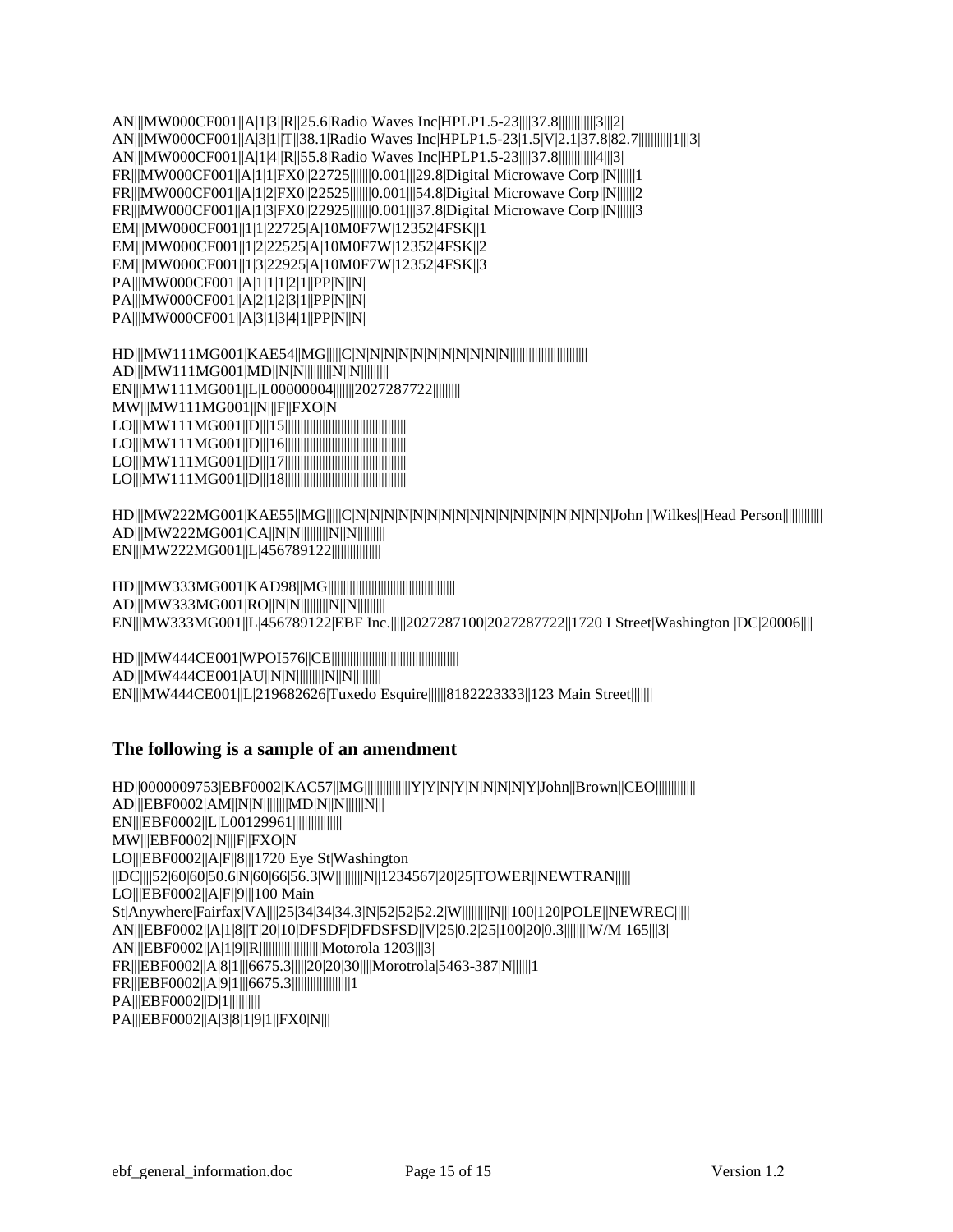```
AN|||MW000CF001||A|1|3||R||25.6|Radio Waves Inc|HPLP1.5-23||||37.8|||||||||||3|||2|
AN|||MW000CF001||A|3|1||T||38.1|Radio Waves Inc|HPLP1.5-23|1.5|V|2.1|37.8|82.7||||||||||1|||3|
AN|||MW000CF001||A|1|4||R||55.8|Radio Waves Inc|HPLP1.5-23||||37.8|||||||||||4|||3|
FR|||MW000CF001||A|1|1|FX0||22725|||||||0.001|||29.8|Digital Microwave Corp||N||||||1
FR|||MW000CF001||A|1|2|FX0||22525|||||||0.001|||54.8|Digital Microwave Corp||N||||||2
FR|||MW000CF001||A|1|3|FX0||22925|||||||0.001|||37.8|Digital Microwave Corp||N||||||3
EM|||MW000CF001||1|1|22725|A|10M0F7W|12352|4FSK||1
EM|||MW000CF001||1|2|22525|A|10M0F7W|12352|4FSK||2
EM|||MW000CF001||1|3|22925|A|10M0F7W|12352|4FSK||3
PA|||MW000CF001||A|1|1|1|2|1||PP|N||N|
PA|||MW000CF001||A|2|1|2|3|1||PP|N||N|
PA|||MW000CF001||A|3|1|3|4|1||PP|N||N|

HD|||MW111MG001|KAE54||MG|||||C|N|N|N|N|N|N|N|N|N|N|N|||||||||||||||||||||
AD|||MW111MG001|MD||N|N|||||||||N||N||||||||
EN|||MW111MG001||L|L00000004|||||||2027287722||||||||
MW|||MW111MG001||N|||F||FXO|N
LO|||MW111MG001||D|||15||||||||||||||||||||||||||||||||||
LO|||MW111MG001||D|||16||||||||||||||||||||||||||||||||||
LO|||MW111MG001||D|||17||||||||||||||||||||||||||||||||||
LO|||MW111MG001||D|||18||||||||||||||||||||||||||||||||||

HD|||MW222MG001|KAE55||MG|||||C|N|N|N|N|N|N|N|N|N|N|N|N|N|N|N|N|N|N|John ||Wilkes||Head Person||||||||||||
AD|||MW222MG001|CA||N|N|||||||||N||N||||||||
EN|||MW222MG001||L|456789122||||||||||||||

HD|||MW333MG001|KAD98||MG||||||||||||||||||||||||||||||||||||
AD|||MW333MG001|RO||N|N|||||||||N||N||||||||
EN|||MW333MG001||L|456789122|EBF Inc.|||||2027287100|2027287722||1720 I Street|Washington |DC|20006||||

HD|||MW444CE001|WPOI576||CE|||||||||||||||||||||||||||||||||||||
AD|||MW444CE001|AU||N|N|||||||||N||N||||||||
EN|||MW444CE001||L|219682626|Tuxedo Esquire||||||8182223333||123 Main Street||||||
```

## The following is a sample of an amendment

```
HD||0000009753|EBF0002|KAC57||MG|||||||||||||Y|Y|N|Y|N|N|N|N|Y|John||Brown||CEO||||||||||||
AD|||EBF0002|AM||N|N||||||||MD|N||N||||||N|||
EN|||EBF0002||L|L00129961||||||||||||||
MW|||EBF0002||N|||F||FXO|N
LO|||EBF0002||A|F||8|||1720 Eye St|Washington
||DC||||52|60|60|50.6|N|60|66|56.3|W||||||||N||1234567|20|25|TOWER||NEWTRAN|||||
LO|||EBF0002||A|F||9|||100 Main
St|Anywhere|Fairfax|VA||||25|34|34|34.3|N|52|52|52.2|W||||||||N|||100|120|POLE||NEWREC|||||
AN|||EBF0002||A|1|8||T|20|10|DFSDF|DFDSFSD||V|25|0.2|25|100|20|0.3||||||||W/M 165|||3|
AN|||EBF0002||A|1|9||R||||||||||||||||||Motorola 1203|||3|
FR|||EBF0002||A|8|1|||6675.3||||||20|20|30||||Morotrola|5463-387|N||||||1
FR|||EBF0002||A|9|1|||6675.3|||||||||||||||||1
PA|||EBF0002||D|1||||||||||
PA|||EBF0002||A|3|8|1|9|1||FX0|N|||
```